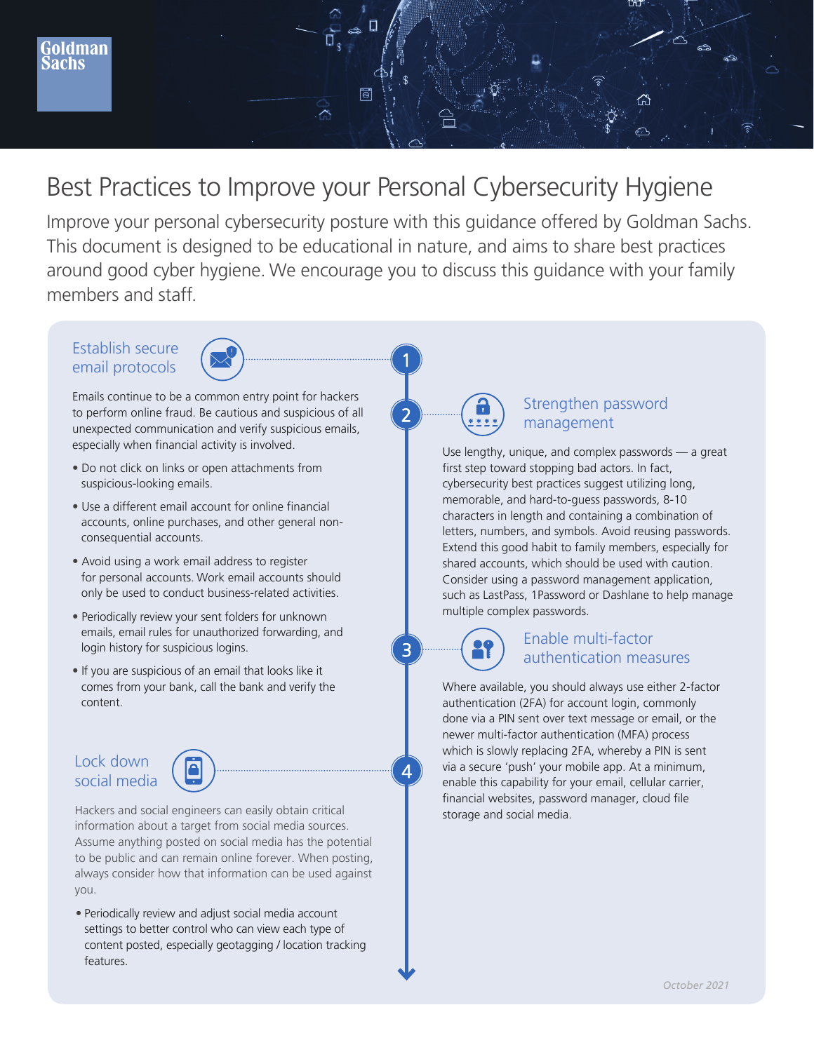# Best Practices to Improve your Personal Cybersecurity Hygiene

Improve your personal cybersecurity posture with this guidance offered by Goldman Sachs. This document is designed to be educational in nature, and aims to share best practices around good cyber hygiene. We encourage you to discuss this guidance with your family members and staff.

## 1. Establish secure email protocols

Emails continue to be a common entry point for hackers to perform online fraud. Be cautious and suspicious of all unexpected communication and verify suspicious emails, especially when financial activity is involved.

- Do not click on links or open attachments from suspicious-looking emails.
- Use a different email account for online financial accounts, online purchases, and other general non-consequential accounts.
- Avoid using a work email address to register for personal accounts. Work email accounts should only be used to conduct business-related activities.
- Periodically review your sent folders for unknown emails, email rules for unauthorized forwarding, and login history for suspicious logins.
- If you are suspicious of an email that looks like it comes from your bank, call the bank and verify the content.

## 2. Strengthen password management

Use lengthy, unique, and complex passwords — a great first step toward stopping bad actors. In fact, cybersecurity best practices suggest utilizing long, memorable, and hard-to-guess passwords, 8-10 characters in length and containing a combination of letters, numbers, and symbols. Avoid reusing passwords. Extend this good habit to family members, especially for shared accounts, which should be used with caution. Consider using a password management application, such as LastPass, 1Password or Dashlane to help manage multiple complex passwords.

## 3. Enable multi-factor authentication measures

Where available, you should always use either 2-factor authentication (2FA) for account login, commonly done via a PIN sent over text message or email, or the newer multi-factor authentication (MFA) process which is slowly replacing 2FA, whereby a PIN is sent via a secure 'push' your mobile app. At a minimum, enable this capability for your email, cellular carrier, financial websites, password manager, cloud file storage and social media.

## 4. Lock down social media

Hackers and social engineers can easily obtain critical information about a target from social media sources. Assume anything posted on social media has the potential to be public and can remain online forever. When posting, always consider how that information can be used against you.

- Periodically review and adjust social media account settings to better control who can view each type of content posted, especially geotagging / location tracking features.

*October 2021*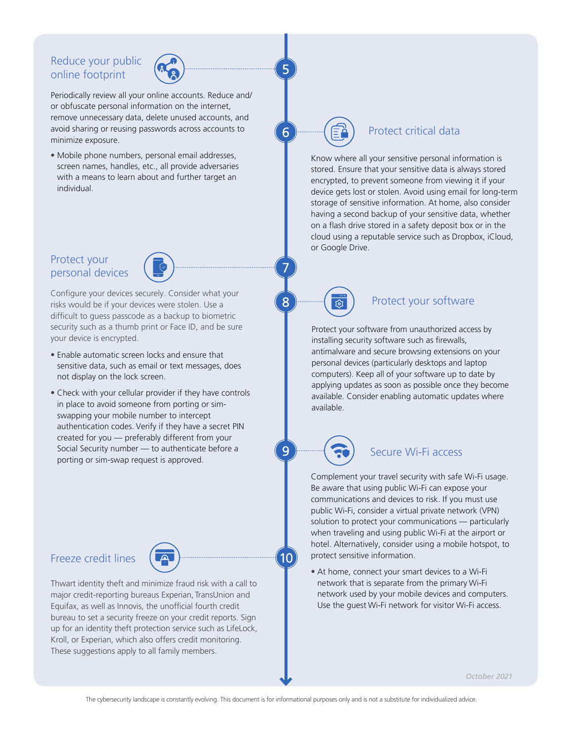## 5 Reduce your public online footprint

Periodically review all your online accounts. Reduce and/ or obfuscate personal information on the internet, remove unnecessary data, delete unused accounts, and avoid sharing or reusing passwords across accounts to minimize exposure.

- Mobile phone numbers, personal email addresses, screen names, handles, etc., all provide adversaries with a means to learn about and further target an individual.

## 6 Protect critical data

Know where all your sensitive personal information is stored. Ensure that your sensitive data is always stored encrypted, to prevent someone from viewing it if your device gets lost or stolen. Avoid using email for long-term storage of sensitive information. At home, also consider having a second backup of your sensitive data, whether on a flash drive stored in a safety deposit box or in the cloud using a reputable service such as Dropbox, iCloud, or Google Drive.

## 7 Protect your personal devices

Configure your devices securely. Consider what your risks would be if your devices were stolen. Use a difficult to guess passcode as a backup to biometric security such as a thumb print or Face ID, and be sure your device is encrypted.

- Enable automatic screen locks and ensure that sensitive data, such as email or text messages, does not display on the lock screen.
- Check with your cellular provider if they have controls in place to avoid someone from porting or sim-swapping your mobile number to intercept authentication codes. Verify if they have a secret PIN created for you — preferably different from your Social Security number — to authenticate before a porting or sim-swap request is approved.

## 8 Protect your software

Protect your software from unauthorized access by installing security software such as firewalls, antimalware and secure browsing extensions on your personal devices (particularly desktops and laptop computers). Keep all of your software up to date by applying updates as soon as possible once they become available. Consider enabling automatic updates where available.

## 9 Secure Wi-Fi access

Complement your travel security with safe Wi-Fi usage. Be aware that using public Wi-Fi can expose your communications and devices to risk. If you must use public Wi-Fi, consider a virtual private network (VPN) solution to protect your communications — particularly when traveling and using public Wi-Fi at the airport or hotel. Alternatively, consider using a mobile hotspot, to protect sensitive information.

- At home, connect your smart devices to a Wi-Fi network that is separate from the primary Wi-Fi network used by your mobile devices and computers. Use the guest Wi-Fi network for visitor Wi-Fi access.

## 10 Freeze credit lines

Thwart identity theft and minimize fraud risk with a call to major credit-reporting bureaus Experian, TransUnion and Equifax, as well as Innovis, the unofficial fourth credit bureau to set a security freeze on your credit reports. Sign up for an identity theft protection service such as LifeLock, Kroll, or Experian, which also offers credit monitoring. These suggestions apply to all family members.

*October 2021*

The cybersecurity landscape is constantly evolving. This document is for informational purposes only and is not a substitute for individualized advice.